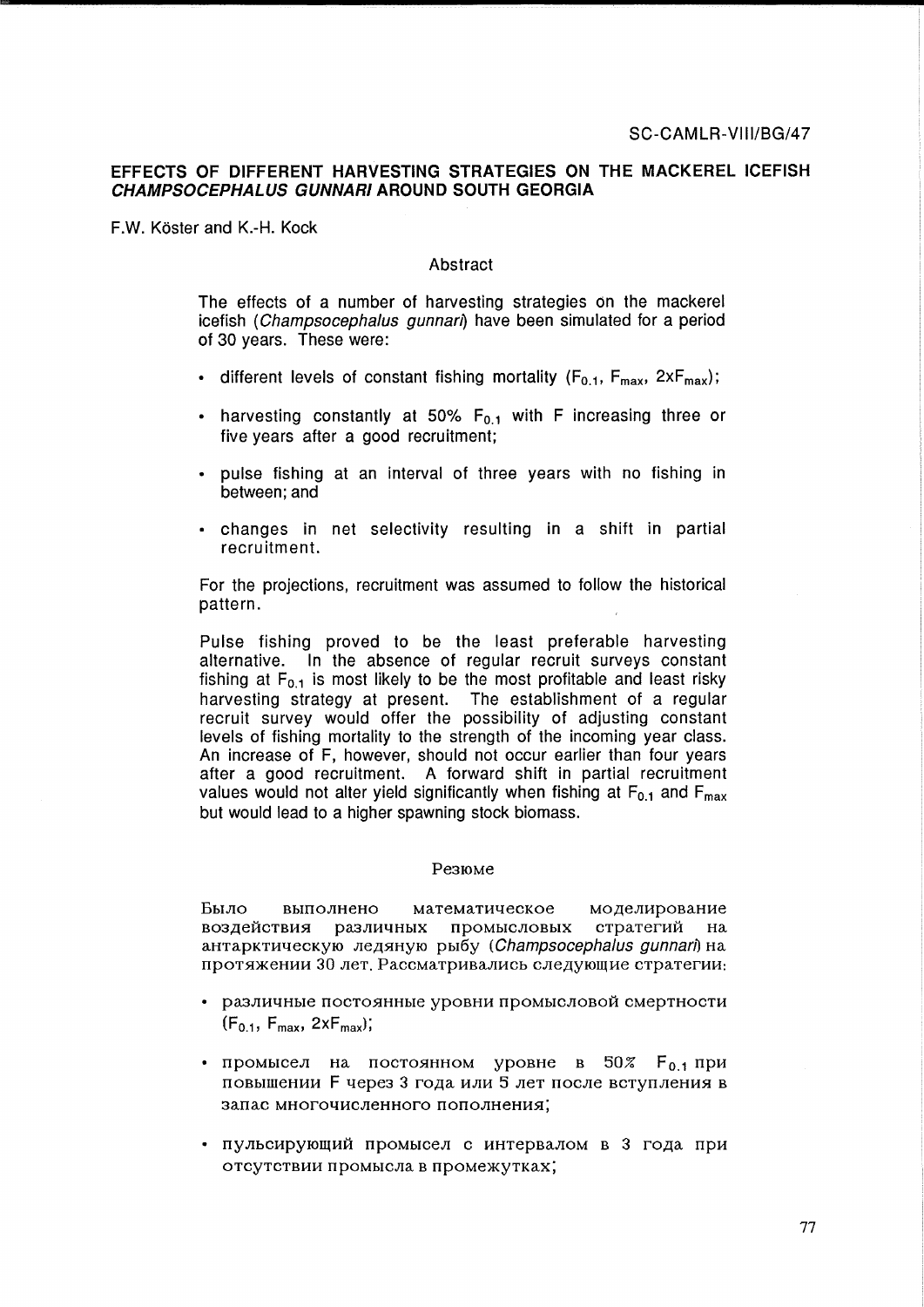SC-CAMLR-VIII/BG/47

# EFFECTS OF DIFFERENT HARVESTING STRATEGIES ON THE MACKEREL ICEFISH *CHAMPSOCEPHALUS GUNNARI* AROUND SOUTH GEORGIA

F.W. Köster and K.-H. Kock

## Abstract

The effects of a number of harvesting strategies on the mackerel icefish (*Champsocephalus gunnari*) have been simulated for a period of 30 years. These were:

- different levels of constant fishing mortality ($F_{0.1}$, $F_{max}$, $2xF_{max}$);
- harvesting constantly at 50% $F_{0.1}$ with F increasing three or five years after a good recruitment;
- pulse fishing at an interval of three years with no fishing in between; and
- changes in net selectivity resulting in a shift in partial recruitment.

For the projections, recruitment was assumed to follow the historical pattern.

Pulse fishing proved to be the least preferable harvesting alternative. In the absence of regular recruit surveys constant fishing at $F_{0.1}$ is most likely to be the most profitable and least risky harvesting strategy at present. The establishment of a regular recruit survey would offer the possibility of adjusting constant levels of fishing mortality to the strength of the incoming year class. An increase of F, however, should not occur earlier than four years after a good recruitment. A forward shift in partial recruitment values would not alter yield significantly when fishing at $F_{0.1}$ and $F_{max}$ but would lead to a higher spawning stock biomass.

## Резюме

Было выполнено математическое моделирование воздействия различных промысловых стратегий на антарктическую ледяную рыбу (*Champsocephalus gunnari*) на протяжении 30 лет. Рассматривались следующие стратегии:

- различные постоянные уровни промысловой смертности ($F_{0.1}$, $F_{max}$, $2xF_{max}$);
- промысел на постоянном уровне в 50% $F_{0.1}$ при повышении F через 3 года или 5 лет после вступления в запас многочисленного пополнения;
- пульсирующий промысел с интервалом в 3 года при отсутствии промысла в промежутках;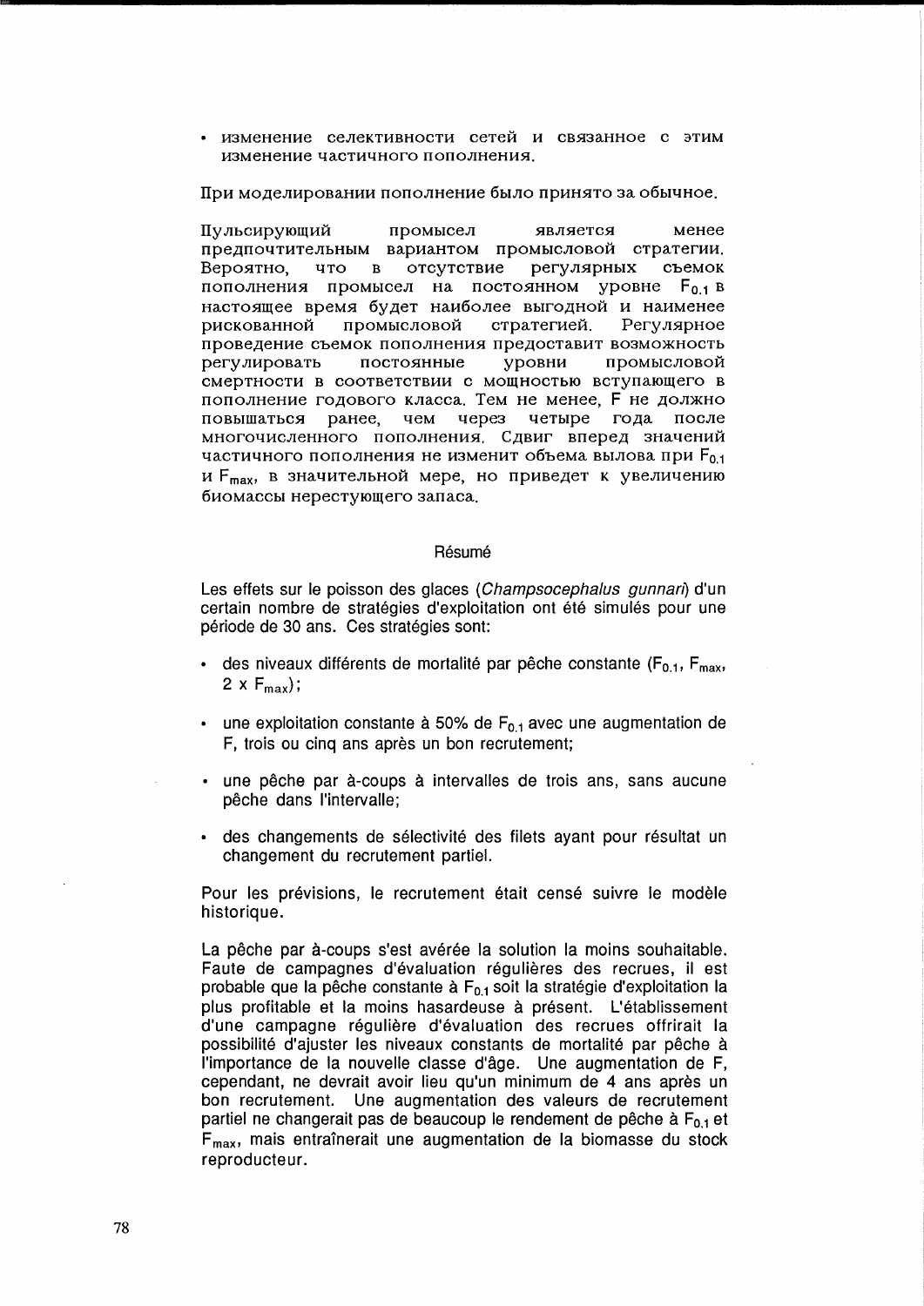- изменение селективности сетей и связанное с этим изменение частичного пополнения.

При моделировании пополнение было принято за обычное.

Пульсирующий промысел является менее предпочтительным вариантом промысловой стратегии. Вероятно, что в отсутствие регулярных съемок пополнения промысел на постоянном уровне $F_{0.1}$ в настоящее время будет наиболее выгодной и наименее рискованной промысловой стратегией. Регулярное проведение съемок пополнения предоставит возможность регулировать постоянные уровни промысловой смертности в соответствии с мощностью вступающего в пополнение годового класса. Тем не менее, F не должно повышаться ранее, чем через четыре года после многочисленного пополнения. Сдвиг вперед значений частичного пополнения не изменит объема вылова при $F_{0.1}$ и $F_{max}$, в значительной мере, но приведет к увеличению биомассы нерестующего запаса.

## Résumé

Les effets sur le poisson des glaces (*Champsocephalus gunnari*) d'un certain nombre de stratégies d'exploitation ont été simulés pour une période de 30 ans. Ces stratégies sont:

- des niveaux différents de mortalité par pêche constante ($F_{0.1}$, $F_{max}$, $2 \times F_{max}$);
- une exploitation constante à 50% de $F_{0.1}$ avec une augmentation de F, trois ou cinq ans après un bon recrutement;
- une pêche par à-coups à intervalles de trois ans, sans aucune pêche dans l'intervalle;
- des changements de sélectivité des filets ayant pour résultat un changement du recrutement partiel.

Pour les prévisions, le recrutement était censé suivre le modèle historique.

La pêche par à-coups s'est avérée la solution la moins souhaitable. Faute de campagnes d'évaluation régulières des recrues, il est probable que la pêche constante à $F_{0.1}$ soit la stratégie d'exploitation la plus profitable et la moins hasardeuse à présent. L'établissement d'une campagne régulière d'évaluation des recrues offrirait la possibilité d'ajuster les niveaux constants de mortalité par pêche à l'importance de la nouvelle classe d'âge. Une augmentation de F, cependant, ne devrait avoir lieu qu'un minimum de 4 ans après un bon recrutement. Une augmentation des valeurs de recrutement partiel ne changerait pas de beaucoup le rendement de pêche à $F_{0.1}$ et $F_{max}$, mais entraînerait une augmentation de la biomasse du stock reproducteur.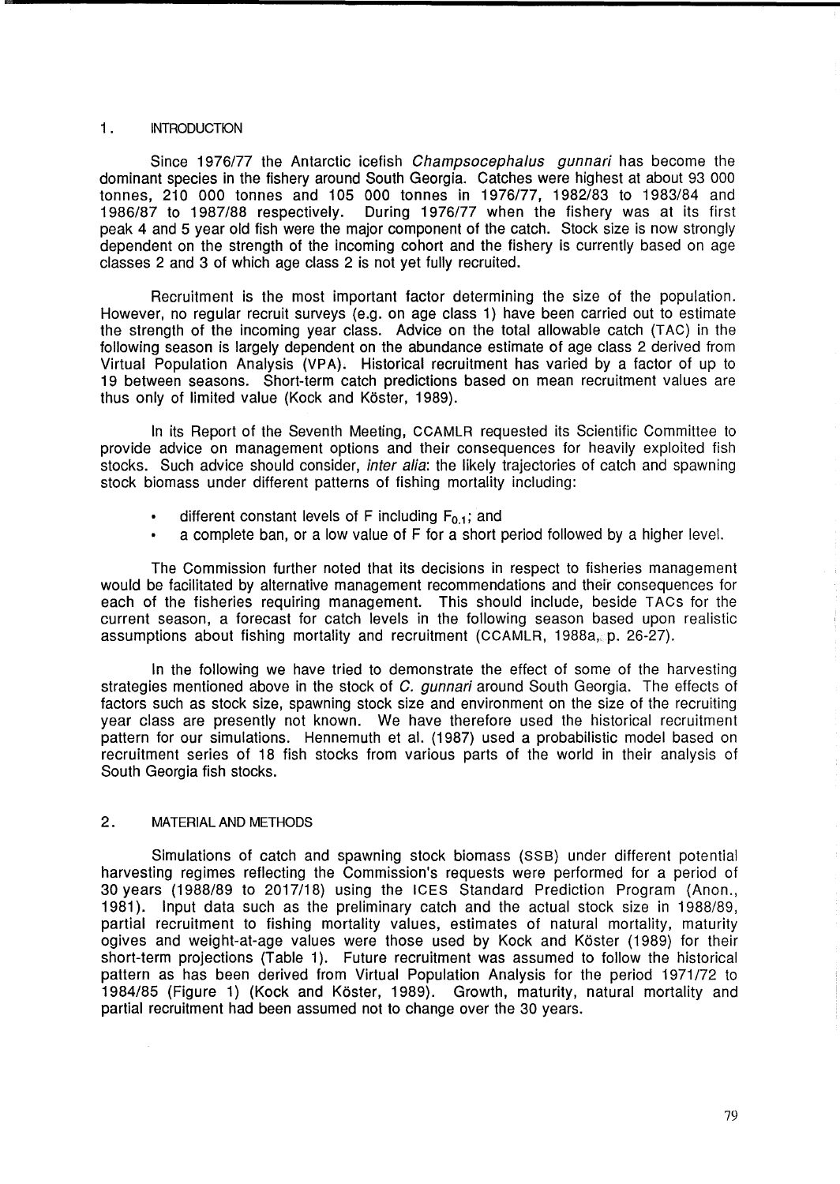## 1. INTRODUCTION

Since 1976/77 the Antarctic icefish *Champsocephalus gunnari* has become the dominant species in the fishery around South Georgia. Catches were highest at about 93 000 tonnes, 210 000 tonnes and 105 000 tonnes in 1976/77, 1982/83 to 1983/84 and 1986/87 to 1987/88 respectively. During 1976/77 when the fishery was at its first peak 4 and 5 year old fish were the major component of the catch. Stock size is now strongly dependent on the strength of the incoming cohort and the fishery is currently based on age classes 2 and 3 of which age class 2 is not yet fully recruited.

Recruitment is the most important factor determining the size of the population. However, no regular recruit surveys (e.g. on age class 1) have been carried out to estimate the strength of the incoming year class. Advice on the total allowable catch (TAC) in the following season is largely dependent on the abundance estimate of age class 2 derived from Virtual Population Analysis (VPA). Historical recruitment has varied by a factor of up to 19 between seasons. Short-term catch predictions based on mean recruitment values are thus only of limited value (Kock and Köster, 1989).

In its Report of the Seventh Meeting, CCAMLR requested its Scientific Committee to provide advice on management options and their consequences for heavily exploited fish stocks. Such advice should consider, *inter alia*: the likely trajectories of catch and spawning stock biomass under different patterns of fishing mortality including:

- different constant levels of F including $F_{0.1}$; and
- a complete ban, or a low value of F for a short period followed by a higher level.

The Commission further noted that its decisions in respect to fisheries management would be facilitated by alternative management recommendations and their consequences for each of the fisheries requiring management. This should include, beside TACs for the current season, a forecast for catch levels in the following season based upon realistic assumptions about fishing mortality and recruitment (CCAMLR, 1988a, p. 26-27).

In the following we have tried to demonstrate the effect of some of the harvesting strategies mentioned above in the stock of *C. gunnari* around South Georgia. The effects of factors such as stock size, spawning stock size and environment on the size of the recruiting year class are presently not known. We have therefore used the historical recruitment pattern for our simulations. Hennemuth et al. (1987) used a probabilistic model based on recruitment series of 18 fish stocks from various parts of the world in their analysis of South Georgia fish stocks.

## 2. MATERIAL AND METHODS

Simulations of catch and spawning stock biomass (SSB) under different potential harvesting regimes reflecting the Commission's requests were performed for a period of 30 years (1988/89 to 2017/18) using the ICES Standard Prediction Program (Anon., 1981). Input data such as the preliminary catch and the actual stock size in 1988/89, partial recruitment to fishing mortality values, estimates of natural mortality, maturity ogives and weight-at-age values were those used by Kock and Köster (1989) for their short-term projections (Table 1). Future recruitment was assumed to follow the historical pattern as has been derived from Virtual Population Analysis for the period 1971/72 to 1984/85 (Figure 1) (Kock and Köster, 1989). Growth, maturity, natural mortality and partial recruitment had been assumed not to change over the 30 years.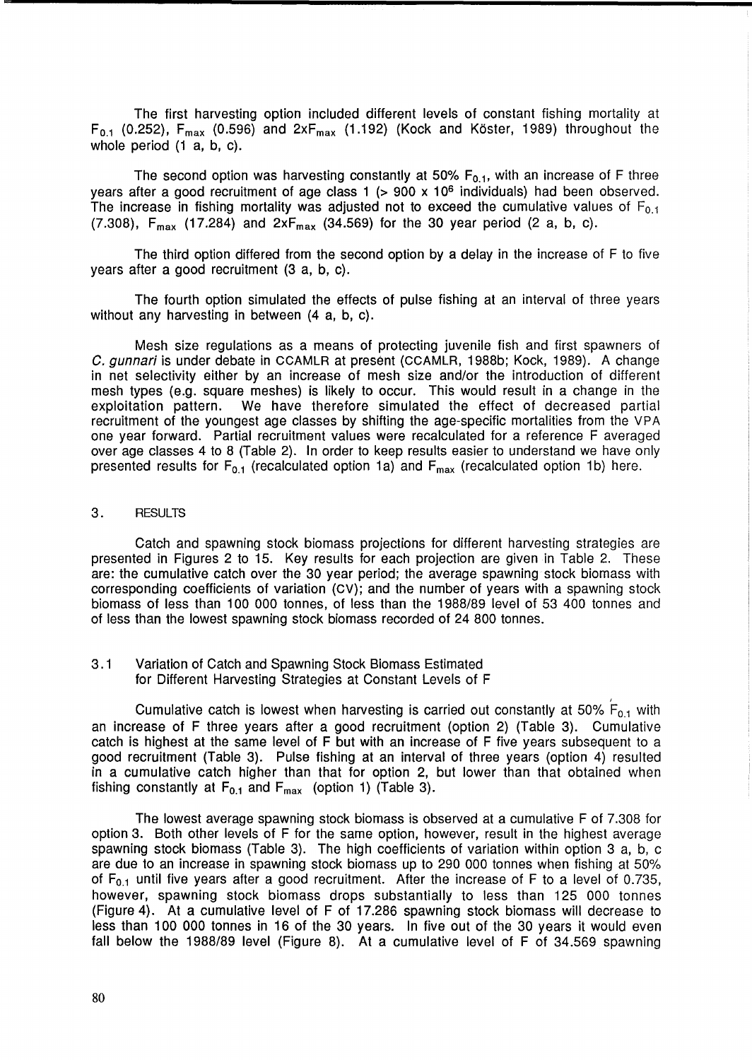The first harvesting option included different levels of constant fishing mortality at $F_{0.1}$ (0.252), $F_{max}$ (0.596) and $2xF_{max}$ (1.192) (Kock and Köster, 1989) throughout the whole period (1 a, b, c).

The second option was harvesting constantly at 50% $F_{0.1}$, with an increase of F three years after a good recruitment of age class 1 (> 900 x $10^6$ individuals) had been observed. The increase in fishing mortality was adjusted not to exceed the cumulative values of $F_{0.1}$ (7.308), $F_{max}$ (17.284) and $2xF_{max}$ (34.569) for the 30 year period (2 a, b, c).

The third option differed from the second option by a delay in the increase of F to five years after a good recruitment (3 a, b, c).

The fourth option simulated the effects of pulse fishing at an interval of three years without any harvesting in between (4 a, b, c).

Mesh size regulations as a means of protecting juvenile fish and first spawners of *C. gunnari* is under debate in CCAMLR at present (CCAMLR, 1988b; Kock, 1989). A change in net selectivity either by an increase of mesh size and/or the introduction of different mesh types (e.g. square meshes) is likely to occur. This would result in a change in the exploitation pattern. We have therefore simulated the effect of decreased partial recruitment of the youngest age classes by shifting the age-specific mortalities from the VPA one year forward. Partial recruitment values were recalculated for a reference F averaged over age classes 4 to 8 (Table 2). In order to keep results easier to understand we have only presented results for $F_{0.1}$ (recalculated option 1a) and $F_{max}$ (recalculated option 1b) here.

## 3. RESULTS

Catch and spawning stock biomass projections for different harvesting strategies are presented in Figures 2 to 15. Key results for each projection are given in Table 2. These are: the cumulative catch over the 30 year period; the average spawning stock biomass with corresponding coefficients of variation (CV); and the number of years with a spawning stock biomass of less than 100 000 tonnes, of less than the 1988/89 level of 53 400 tonnes and of less than the lowest spawning stock biomass recorded of 24 800 tonnes.

### 3.1 Variation of Catch and Spawning Stock Biomass Estimated for Different Harvesting Strategies at Constant Levels of F

Cumulative catch is lowest when harvesting is carried out constantly at 50% $F_{0.1}$ with an increase of F three years after a good recruitment (option 2) (Table 3). Cumulative catch is highest at the same level of F but with an increase of F five years subsequent to a good recruitment (Table 3). Pulse fishing at an interval of three years (option 4) resulted in a cumulative catch higher than that for option 2, but lower than that obtained when fishing constantly at $F_{0.1}$ and $F_{max}$ (option 1) (Table 3).

The lowest average spawning stock biomass is observed at a cumulative F of 7.308 for option 3. Both other levels of F for the same option, however, result in the highest average spawning stock biomass (Table 3). The high coefficients of variation within option 3 a, b, c are due to an increase in spawning stock biomass up to 290 000 tonnes when fishing at 50% of $F_{0.1}$ until five years after a good recruitment. After the increase of F to a level of 0.735, however, spawning stock biomass drops substantially to less than 125 000 tonnes (Figure 4). At a cumulative level of F of 17.286 spawning stock biomass will decrease to less than 100 000 tonnes in 16 of the 30 years. In five out of the 30 years it would even fall below the 1988/89 level (Figure 8). At a cumulative level of F of 34.569 spawning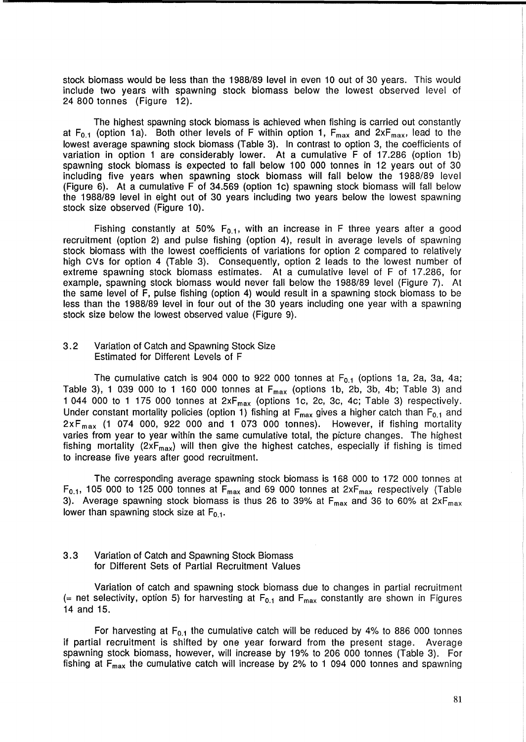stock biomass would be less than the 1988/89 level in even 10 out of 30 years. This would include two years with spawning stock biomass below the lowest observed level of 24 800 tonnes (Figure 12).

The highest spawning stock biomass is achieved when fishing is carried out constantly at $F_{0.1}$ (option 1a). Both other levels of F within option 1, $F_{max}$ and $2xF_{max}$, lead to the lowest average spawning stock biomass (Table 3). In contrast to option 3, the coefficients of variation in option 1 are considerably lower. At a cumulative F of 17.286 (option 1b) spawning stock biomass is expected to fall below 100 000 tonnes in 12 years out of 30 including five years when spawning stock biomass will fall below the 1988/89 level (Figure 6). At a cumulative F of 34.569 (option 1c) spawning stock biomass will fall below the 1988/89 level in eight out of 30 years including two years below the lowest spawning stock size observed (Figure 10).

Fishing constantly at 50% $F_{0.1}$, with an increase in F three years after a good recruitment (option 2) and pulse fishing (option 4), result in average levels of spawning stock biomass with the lowest coefficients of variations for option 2 compared to relatively high CVs for option 4 (Table 3). Consequently, option 2 leads to the lowest number of extreme spawning stock biomass estimates. At a cumulative level of F of 17.286, for example, spawning stock biomass would never fall below the 1988/89 level (Figure 7). At the same level of F, pulse fishing (option 4) would result in a spawning stock biomass to be less than the 1988/89 level in four out of the 30 years including one year with a spawning stock size below the lowest observed value (Figure 9).

## 3.2 Variation of Catch and Spawning Stock Size Estimated for Different Levels of F

The cumulative catch is 904 000 to 922 000 tonnes at $F_{0.1}$ (options 1a, 2a, 3a, 4a; Table 3), 1 039 000 to 1 160 000 tonnes at $F_{max}$ (options 1b, 2b, 3b, 4b; Table 3) and 1 044 000 to 1 175 000 tonnes at $2xF_{max}$ (options 1c, 2c, 3c, 4c; Table 3) respectively. Under constant mortality policies (option 1) fishing at $F_{max}$ gives a higher catch than $F_{0.1}$ and $2xF_{max}$ (1 074 000, 922 000 and 1 073 000 tonnes). However, if fishing mortality varies from year to year within the same cumulative total, the picture changes. The highest fishing mortality ($2xF_{max}$) will then give the highest catches, especially if fishing is timed to increase five years after good recruitment.

The corresponding average spawning stock biomass is 168 000 to 172 000 tonnes at $F_{0.1}$, 105 000 to 125 000 tonnes at $F_{max}$ and 69 000 tonnes at $2xF_{max}$ respectively (Table 3). Average spawning stock biomass is thus 26 to 39% at $F_{max}$ and 36 to 60% at $2xF_{max}$ lower than spawning stock size at $F_{0.1}$.

## 3.3 Variation of Catch and Spawning Stock Biomass for Different Sets of Partial Recruitment Values

Variation of catch and spawning stock biomass due to changes in partial recruitment (= net selectivity, option 5) for harvesting at $F_{0.1}$ and $F_{max}$ constantly are shown in Figures 14 and 15.

For harvesting at $F_{0.1}$ the cumulative catch will be reduced by 4% to 886 000 tonnes if partial recruitment is shifted by one year forward from the present stage. Average spawning stock biomass, however, will increase by 19% to 206 000 tonnes (Table 3). For fishing at $F_{max}$ the cumulative catch will increase by 2% to 1 094 000 tonnes and spawning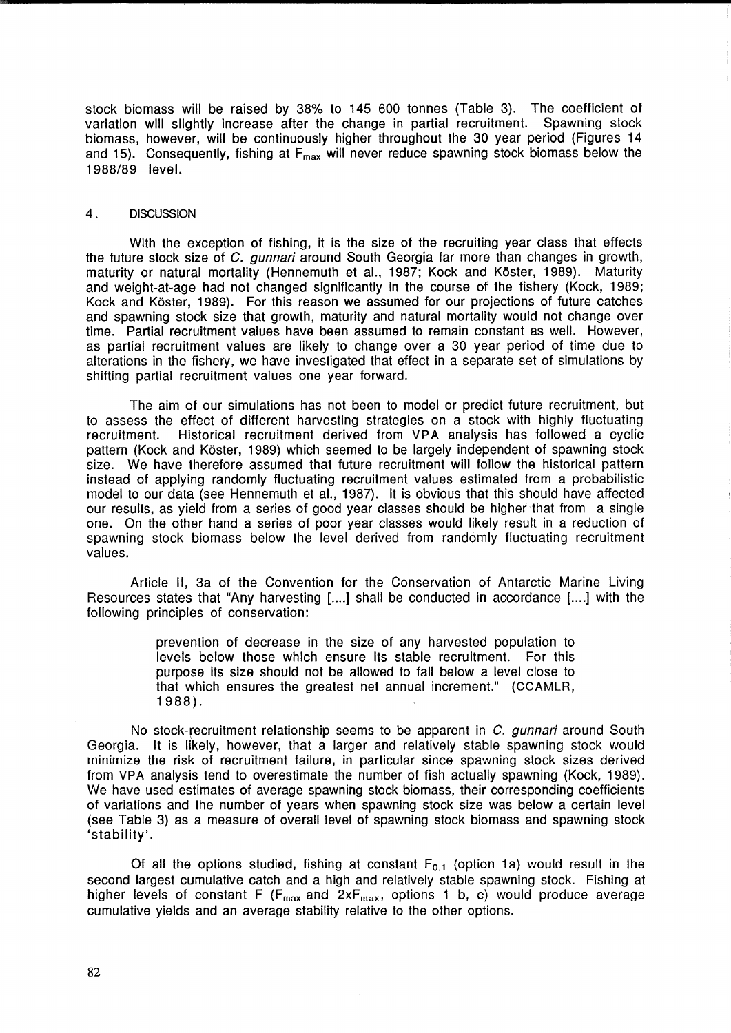stock biomass will be raised by 38% to 145 600 tonnes (Table 3). The coefficient of variation will slightly increase after the change in partial recruitment. Spawning stock biomass, however, will be continuously higher throughout the 30 year period (Figures 14 and 15). Consequently, fishing at $F_{max}$ will never reduce spawning stock biomass below the 1988/89 level.

## 4. DISCUSSION

With the exception of fishing, it is the size of the recruiting year class that effects the future stock size of *C. gunnari* around South Georgia far more than changes in growth, maturity or natural mortality (Hennemuth et al., 1987; Kock and Köster, 1989). Maturity and weight-at-age had not changed significantly in the course of the fishery (Kock, 1989; Kock and Köster, 1989). For this reason we assumed for our projections of future catches and spawning stock size that growth, maturity and natural mortality would not change over time. Partial recruitment values have been assumed to remain constant as well. However, as partial recruitment values are likely to change over a 30 year period of time due to alterations in the fishery, we have investigated that effect in a separate set of simulations by shifting partial recruitment values one year forward.

The aim of our simulations has not been to model or predict future recruitment, but to assess the effect of different harvesting strategies on a stock with highly fluctuating recruitment. Historical recruitment derived from VPA analysis has followed a cyclic pattern (Kock and Köster, 1989) which seemed to be largely independent of spawning stock size. We have therefore assumed that future recruitment will follow the historical pattern instead of applying randomly fluctuating recruitment values estimated from a probabilistic model to our data (see Hennemuth et al., 1987). It is obvious that this should have affected our results, as yield from a series of good year classes should be higher that from a single one. On the other hand a series of poor year classes would likely result in a reduction of spawning stock biomass below the level derived from randomly fluctuating recruitment values.

Article II, 3a of the Convention for the Conservation of Antarctic Marine Living Resources states that "Any harvesting [....] shall be conducted in accordance [....] with the following principles of conservation:

> prevention of decrease in the size of any harvested population to levels below those which ensure its stable recruitment. For this purpose its size should not be allowed to fall below a level close to that which ensures the greatest net annual increment." (CCAMLR, 1988).

No stock-recruitment relationship seems to be apparent in *C. gunnari* around South Georgia. It is likely, however, that a larger and relatively stable spawning stock would minimize the risk of recruitment failure, in particular since spawning stock sizes derived from VPA analysis tend to overestimate the number of fish actually spawning (Kock, 1989). We have used estimates of average spawning stock biomass, their corresponding coefficients of variations and the number of years when spawning stock size was below a certain level (see Table 3) as a measure of overall level of spawning stock biomass and spawning stock 'stability'.

Of all the options studied, fishing at constant $F_{0.1}$ (option 1a) would result in the second largest cumulative catch and a high and relatively stable spawning stock. Fishing at higher levels of constant F ($F_{max}$ and $2xF_{max}$, options 1 b, c) would produce average cumulative yields and an average stability relative to the other options.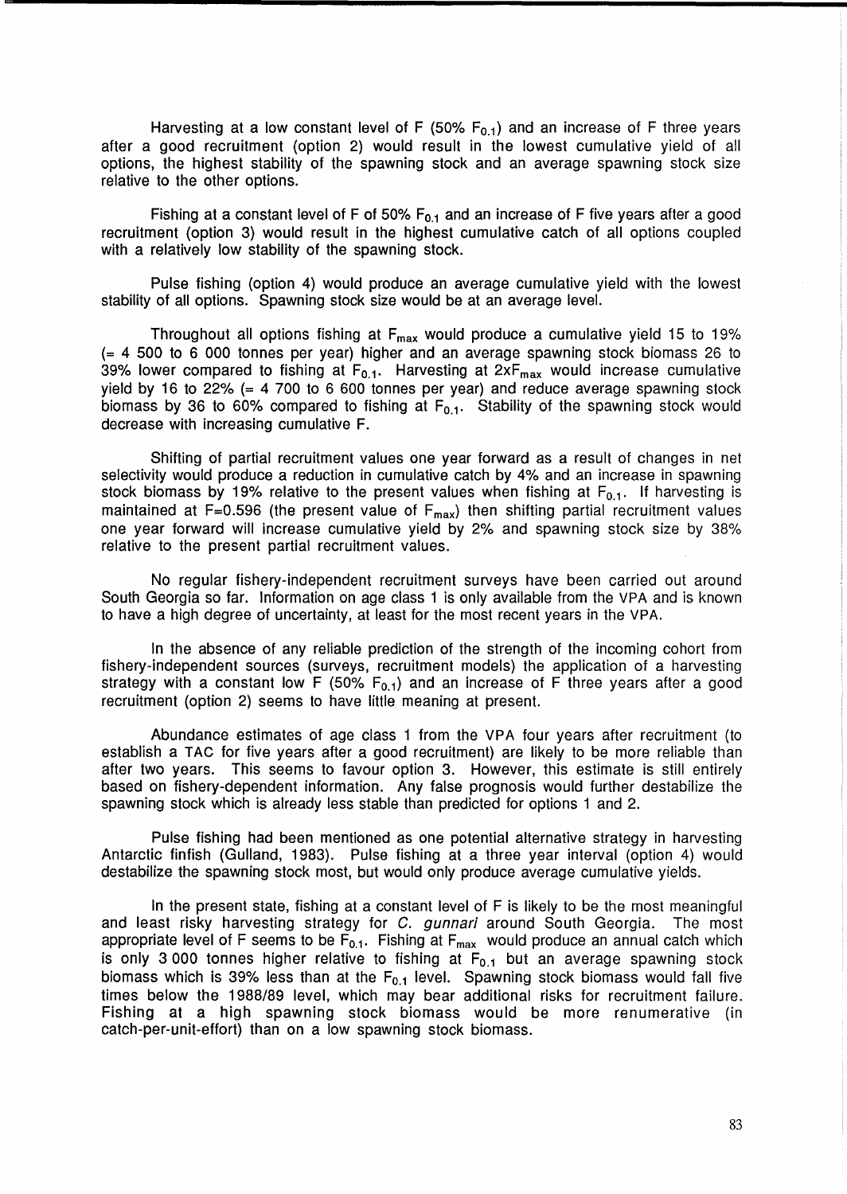Harvesting at a low constant level of F (50% $F_{0.1}$) and an increase of F three years after a good recruitment (option 2) would result in the lowest cumulative yield of all options, the highest stability of the spawning stock and an average spawning stock size relative to the other options.

Fishing at a constant level of F of 50% $F_{0.1}$ and an increase of F five years after a good recruitment (option 3) would result in the highest cumulative catch of all options coupled with a relatively low stability of the spawning stock.

Pulse fishing (option 4) would produce an average cumulative yield with the lowest stability of all options. Spawning stock size would be at an average level.

Throughout all options fishing at $F_{max}$ would produce a cumulative yield 15 to 19% (= 4 500 to 6 000 tonnes per year) higher and an average spawning stock biomass 26 to 39% lower compared to fishing at $F_{0.1}$. Harvesting at $2xF_{max}$ would increase cumulative yield by 16 to 22% (= 4 700 to 6 600 tonnes per year) and reduce average spawning stock biomass by 36 to 60% compared to fishing at $F_{0.1}$. Stability of the spawning stock would decrease with increasing cumulative F.

Shifting of partial recruitment values one year forward as a result of changes in net selectivity would produce a reduction in cumulative catch by 4% and an increase in spawning stock biomass by 19% relative to the present values when fishing at $F_{0.1}$. If harvesting is maintained at F=0.596 (the present value of $F_{max}$) then shifting partial recruitment values one year forward will increase cumulative yield by 2% and spawning stock size by 38% relative to the present partial recruitment values.

No regular fishery-independent recruitment surveys have been carried out around South Georgia so far. Information on age class 1 is only available from the VPA and is known to have a high degree of uncertainty, at least for the most recent years in the VPA.

In the absence of any reliable prediction of the strength of the incoming cohort from fishery-independent sources (surveys, recruitment models) the application of a harvesting strategy with a constant low F (50% $F_{0.1}$) and an increase of F three years after a good recruitment (option 2) seems to have little meaning at present.

Abundance estimates of age class 1 from the VPA four years after recruitment (to establish a TAC for five years after a good recruitment) are likely to be more reliable than after two years. This seems to favour option 3. However, this estimate is still entirely based on fishery-dependent information. Any false prognosis would further destabilize the spawning stock which is already less stable than predicted for options 1 and 2.

Pulse fishing had been mentioned as one potential alternative strategy in harvesting Antarctic finfish (Gulland, 1983). Pulse fishing at a three year interval (option 4) would destabilize the spawning stock most, but would only produce average cumulative yields.

In the present state, fishing at a constant level of F is likely to be the most meaningful and least risky harvesting strategy for *C. gunnari* around South Georgia. The most appropriate level of F seems to be $F_{0.1}$. Fishing at $F_{max}$ would produce an annual catch which is only 3 000 tonnes higher relative to fishing at $F_{0.1}$ but an average spawning stock biomass which is 39% less than at the $F_{0.1}$ level. Spawning stock biomass would fall five times below the 1988/89 level, which may bear additional risks for recruitment failure. Fishing at a high spawning stock biomass would be more renumerative (in catch-per-unit-effort) than on a low spawning stock biomass.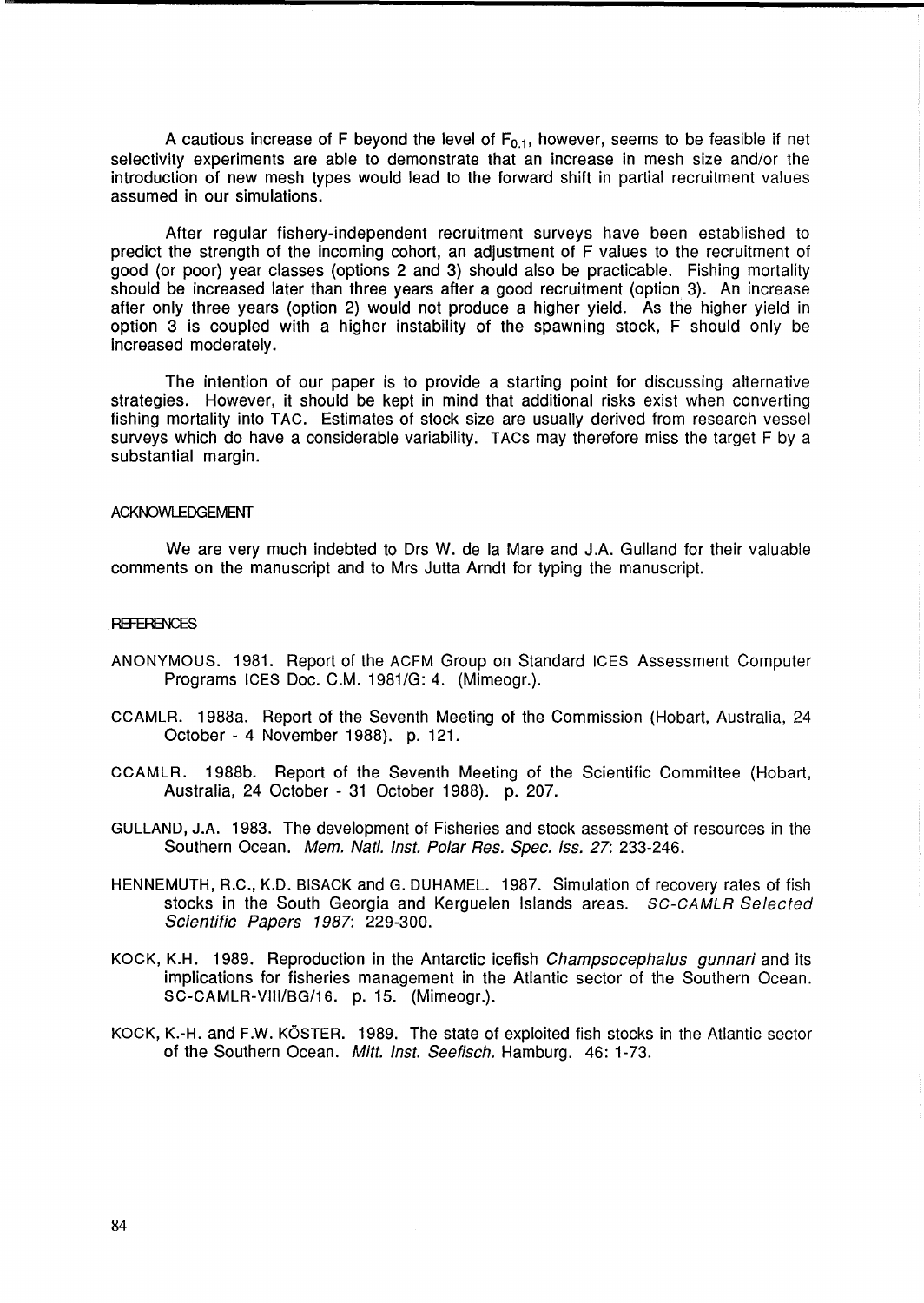A cautious increase of F beyond the level of $F_{0.1}$, however, seems to be feasible if net selectivity experiments are able to demonstrate that an increase in mesh size and/or the introduction of new mesh types would lead to the forward shift in partial recruitment values assumed in our simulations.

After regular fishery-independent recruitment surveys have been established to predict the strength of the incoming cohort, an adjustment of F values to the recruitment of good (or poor) year classes (options 2 and 3) should also be practicable. Fishing mortality should be increased later than three years after a good recruitment (option 3). An increase after only three years (option 2) would not produce a higher yield. As the higher yield in option 3 is coupled with a higher instability of the spawning stock, F should only be increased moderately.

The intention of our paper is to provide a starting point for discussing alternative strategies. However, it should be kept in mind that additional risks exist when converting fishing mortality into TAC. Estimates of stock size are usually derived from research vessel surveys which do have a considerable variability. TACs may therefore miss the target F by a substantial margin.

## ACKNOWLEDGEMENT

We are very much indebted to Drs W. de la Mare and J.A. Gulland for their valuable comments on the manuscript and to Mrs Jutta Arndt for typing the manuscript.

## REFERENCES

ANONYMOUS. 1981. Report of the ACFM Group on Standard ICES Assessment Computer Programs ICES Doc. C.M. 1981/G: 4. (Mimeogr.).

CCAMLR. 1988a. Report of the Seventh Meeting of the Commission (Hobart, Australia, 24 October - 4 November 1988). p. 121.

CCAMLR. 1988b. Report of the Seventh Meeting of the Scientific Committee (Hobart, Australia, 24 October - 31 October 1988). p. 207.

GULLAND, J.A. 1983. The development of Fisheries and stock assessment of resources in the Southern Ocean. *Mem. Natl. Inst. Polar Res. Spec. Iss. 27*: 233-246.

HENNEMUTH, R.C., K.D. BISACK and G. DUHAMEL. 1987. Simulation of recovery rates of fish stocks in the South Georgia and Kerguelen Islands areas. *SC-CAMLR Selected Scientific Papers 1987*: 229-300.

KOCK, K.H. 1989. Reproduction in the Antarctic icefish *Champsocephalus gunnari* and its implications for fisheries management in the Atlantic sector of the Southern Ocean. SC-CAMLR-VIII/BG/16. p. 15. (Mimeogr.).

KOCK, K.-H. and F.W. KÖSTER. 1989. The state of exploited fish stocks in the Atlantic sector of the Southern Ocean. *Mitt. Inst. Seefisch.* Hamburg. 46: 1-73.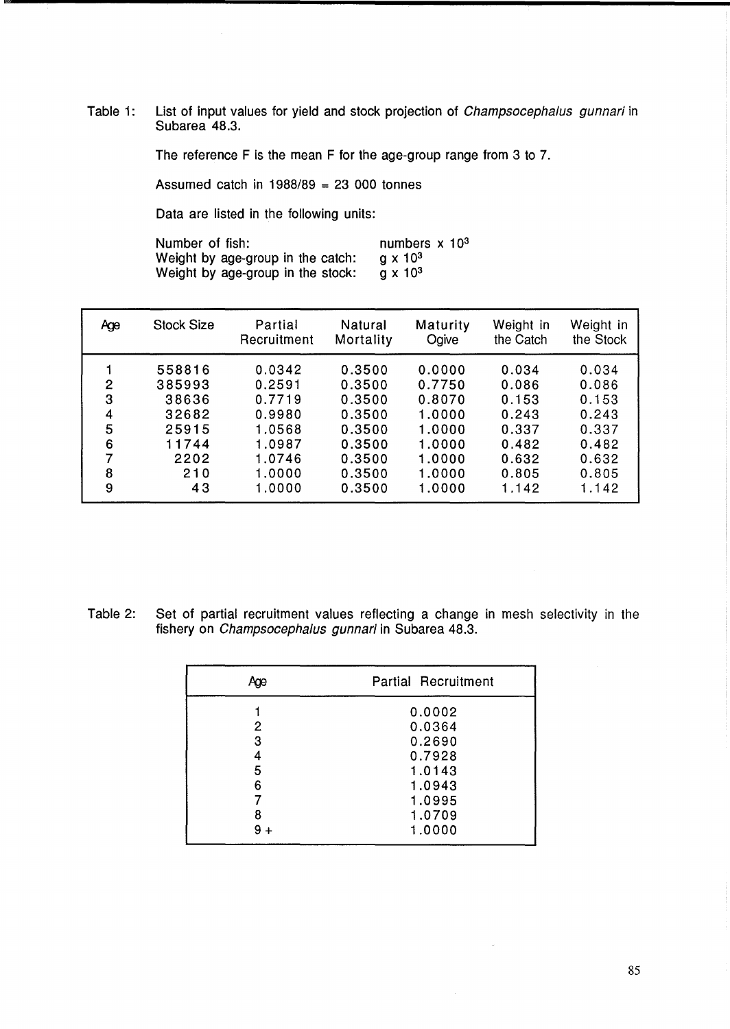Table 1: List of input values for yield and stock projection of *Champsocephalus gunnari* in Subarea 48.3.

The reference F is the mean F for the age-group range from 3 to 7.

Assumed catch in 1988/89 = 23 000 tonnes

Data are listed in the following units:

| | |
|---|---|
| Number of fish: | numbers x $10^3$ |
| Weight by age-group in the catch: | g x $10^3$ |
| Weight by age-group in the stock: | g x $10^3$ |

| Age | Stock Size | Partial Recruitment | Natural Mortality | Maturity Ogive | Weight in the Catch | Weight in the Stock |
|---|---|---|---|---|---|---|
| 1 | 558816 | 0.0342 | 0.3500 | 0.0000 | 0.034 | 0.034 |
| 2 | 385993 | 0.2591 | 0.3500 | 0.7750 | 0.086 | 0.086 |
| 3 | 38636 | 0.7719 | 0.3500 | 0.8070 | 0.153 | 0.153 |
| 4 | 32682 | 0.9980 | 0.3500 | 1.0000 | 0.243 | 0.243 |
| 5 | 25915 | 1.0568 | 0.3500 | 1.0000 | 0.337 | 0.337 |
| 6 | 11744 | 1.0987 | 0.3500 | 1.0000 | 0.482 | 0.482 |
| 7 | 2202 | 1.0746 | 0.3500 | 1.0000 | 0.632 | 0.632 |
| 8 | 210 | 1.0000 | 0.3500 | 1.0000 | 0.805 | 0.805 |
| 9 | 43 | 1.0000 | 0.3500 | 1.0000 | 1.142 | 1.142 |

Table 2: Set of partial recruitment values reflecting a change in mesh selectivity in the fishery on *Champsocephalus gunnari* in Subarea 48.3.

| Age | Partial Recruitment |
|---|---|
| 1 | 0.0002 |
| 2 | 0.0364 |
| 3 | 0.2690 |
| 4 | 0.7928 |
| 5 | 1.0143 |
| 6 | 1.0943 |
| 7 | 1.0995 |
| 8 | 1.0709 |
| 9 + | 1.0000 |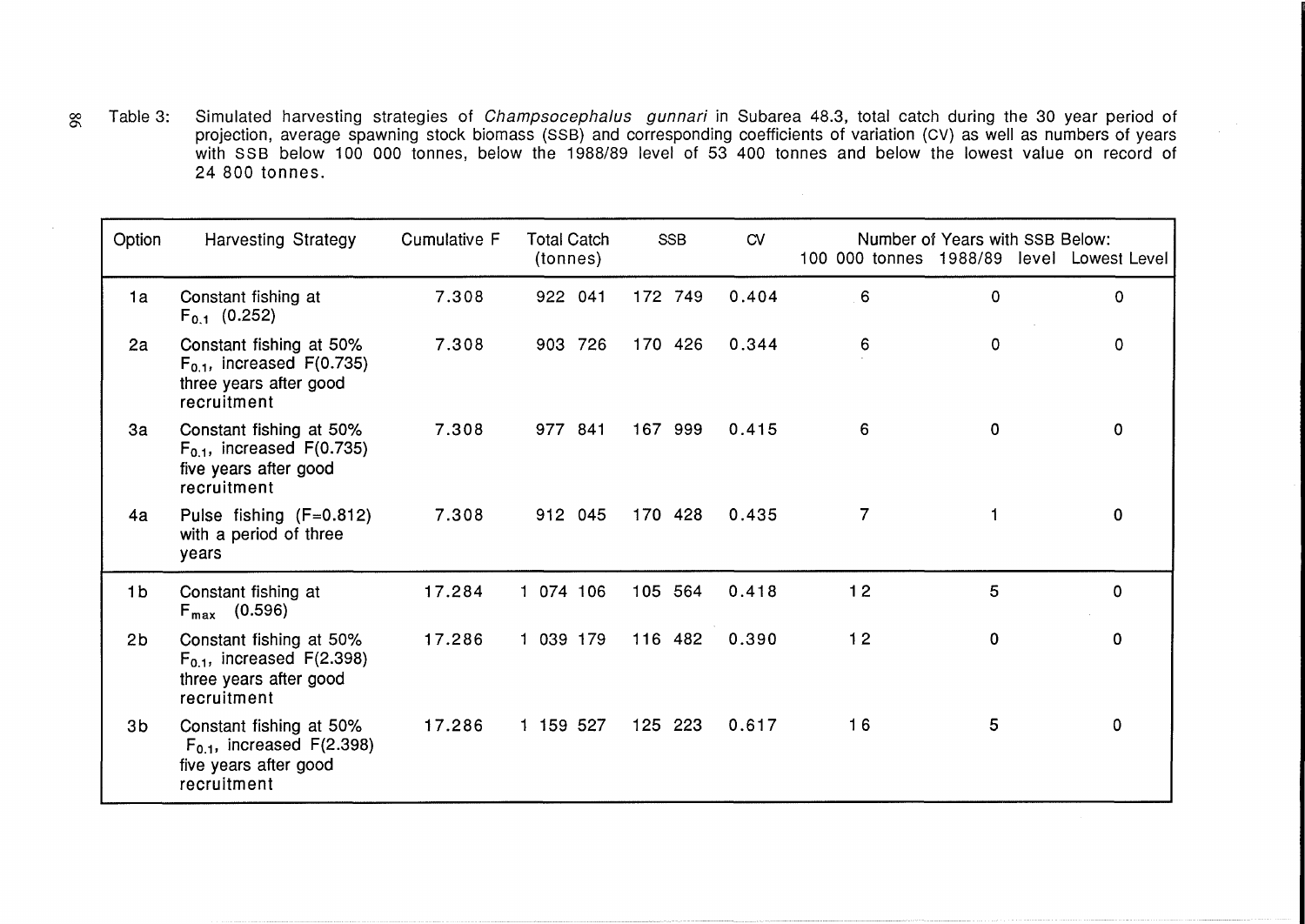Table 3: Simulated harvesting strategies of *Champsocephalus gunnari* in Subarea 48.3, total catch during the 30 year period of projection, average spawning stock biomass (SSB) and corresponding coefficients of variation (CV) as well as numbers of years with SSB below 100 000 tonnes, below the 1988/89 level of 53 400 tonnes and below the lowest value on record of 24 800 tonnes.

| Option | Harvesting Strategy | Cumulative F | Total Catch (tonnes) | SSB | CV | Number of Years with SSB Below: 100 000 tonnes | 1988/89 level | Lowest Level |
|---|---|---|---|---|---|---|---|---|
| 1a | Constant fishing at $F_{0.1}$ (0.252) | 7.308 | 922 041 | 172 749 | 0.404 | 6 | 0 | 0 |
| 2a | Constant fishing at 50% $F_{0.1}$, increased F(0.735) three years after good recruitment | 7.308 | 903 726 | 170 426 | 0.344 | 6 | 0 | 0 |
| 3a | Constant fishing at 50% $F_{0.1}$, increased F(0.735) five years after good recruitment | 7.308 | 977 841 | 167 999 | 0.415 | 6 | 0 | 0 |
| 4a | Pulse fishing (F=0.812) with a period of three years | 7.308 | 912 045 | 170 428 | 0.435 | 7 | 1 | 0 |
| 1b | Constant fishing at $F_{max}$ (0.596) | 17.284 | 1 074 106 | 105 564 | 0.418 | 12 | 5 | 0 |
| 2b | Constant fishing at 50% $F_{0.1}$, increased F(2.398) three years after good recruitment | 17.286 | 1 039 179 | 116 482 | 0.390 | 12 | 0 | 0 |
| 3b | Constant fishing at 50% $F_{0.1}$, increased F(2.398) five years after good recruitment | 17.286 | 1 159 527 | 125 223 | 0.617 | 16 | 5 | 0 |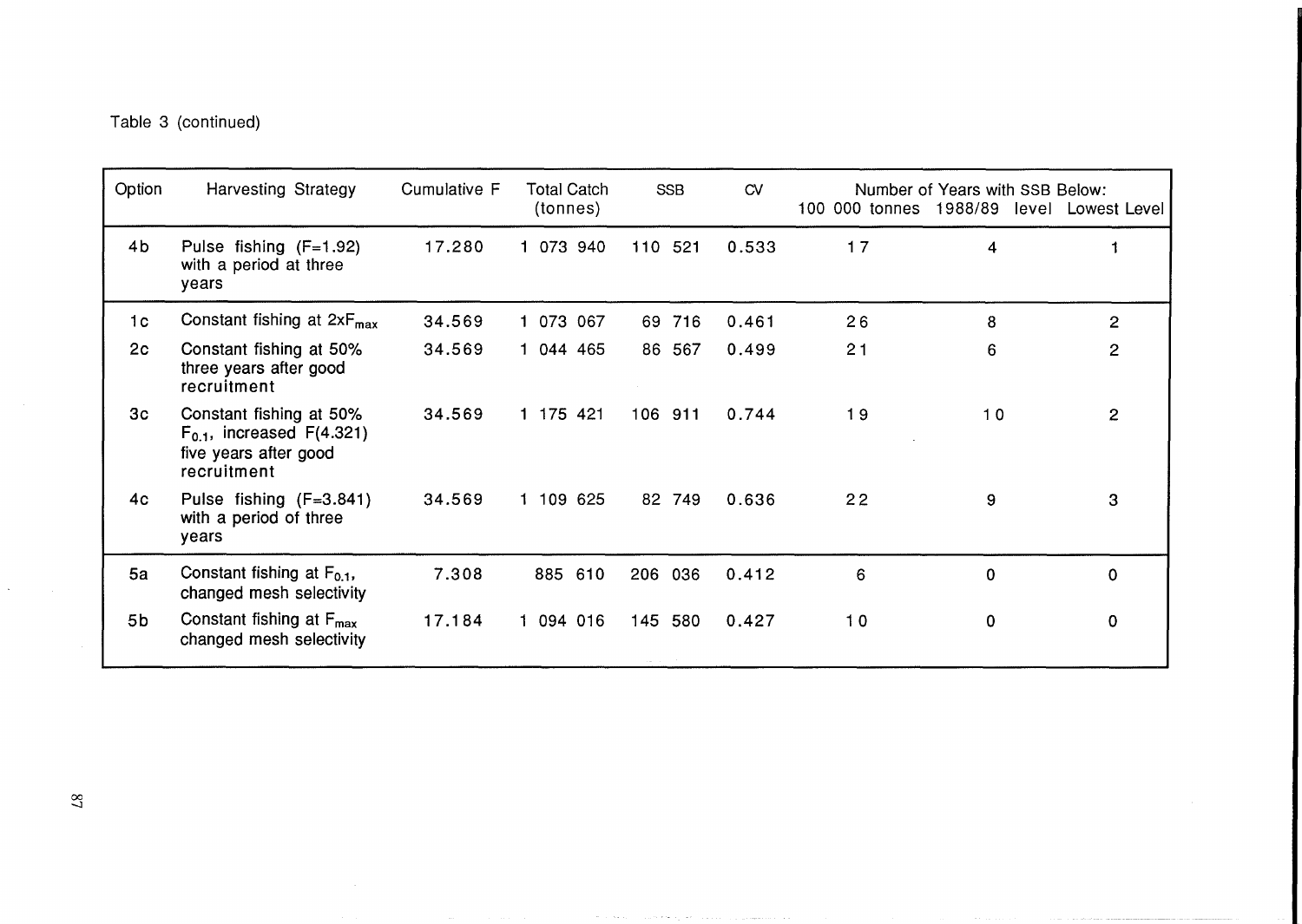Table 3 (continued)

| Option | Harvesting Strategy | Cumulative F | Total Catch (tonnes) | SSB | CV | Number of Years with SSB Below: 100 000 tonnes | 1988/89 level | Lowest Level |
|---|---|---|---|---|---|---|---|---|
| 4b | Pulse fishing (F=1.92) with a period at three years | 17.280 | 1 073 940 | 110 521 | 0.533 | 17 | 4 | 1 |
| 1c | Constant fishing at $2xF_{max}$ | 34.569 | 1 073 067 | 69 716 | 0.461 | 26 | 8 | 2 |
| 2c | Constant fishing at 50% three years after good recruitment | 34.569 | 1 044 465 | 86 567 | 0.499 | 21 | 6 | 2 |
| 3c | Constant fishing at 50% $F_{0.1}$, increased F(4.321) five years after good recruitment | 34.569 | 1 175 421 | 106 911 | 0.744 | 19 | 10 | 2 |
| 4c | Pulse fishing (F=3.841) with a period of three years | 34.569 | 1 109 625 | 82 749 | 0.636 | 22 | 9 | 3 |
| 5a | Constant fishing at $F_{0.1}$, changed mesh selectivity | 7.308 | 885 610 | 206 036 | 0.412 | 6 | 0 | 0 |
| 5b | Constant fishing at $F_{max}$ changed mesh selectivity | 17.184 | 1 094 016 | 145 580 | 0.427 | 10 | 0 | 0 |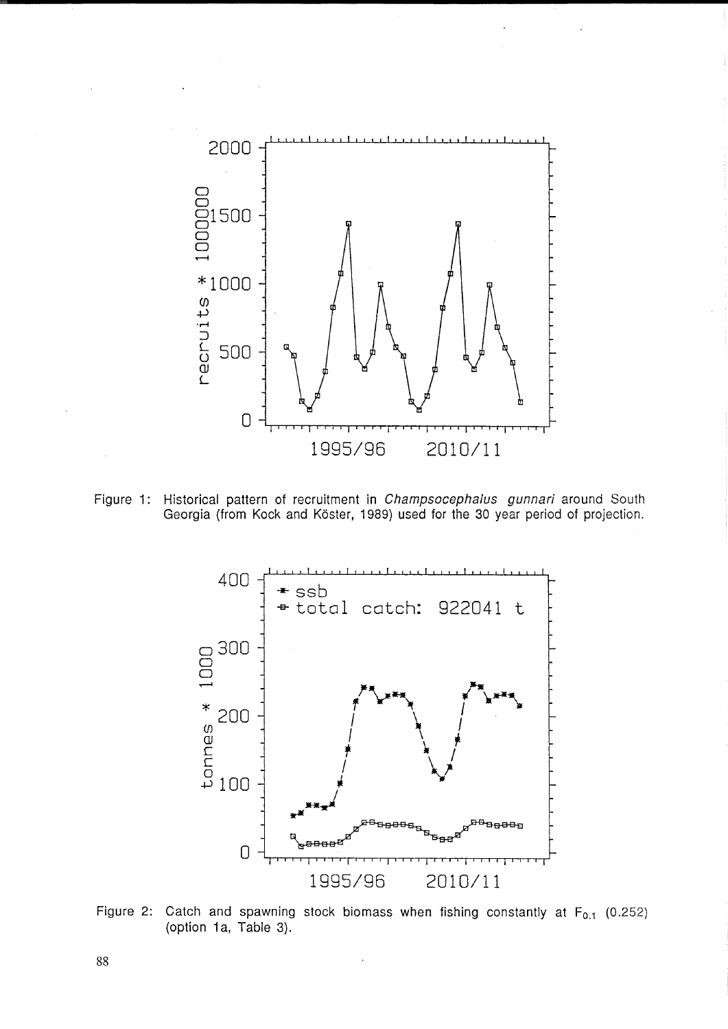Figure 1: Historical pattern of recruitment in *Champsocephalus gunnari* around South Georgia (from Kock and Köster, 1989) used for the 30 year period of projection.

Figure 2: Catch and spawning stock biomass when fishing constantly at $F_{0.1}$ (0.252) (option 1a, Table 3).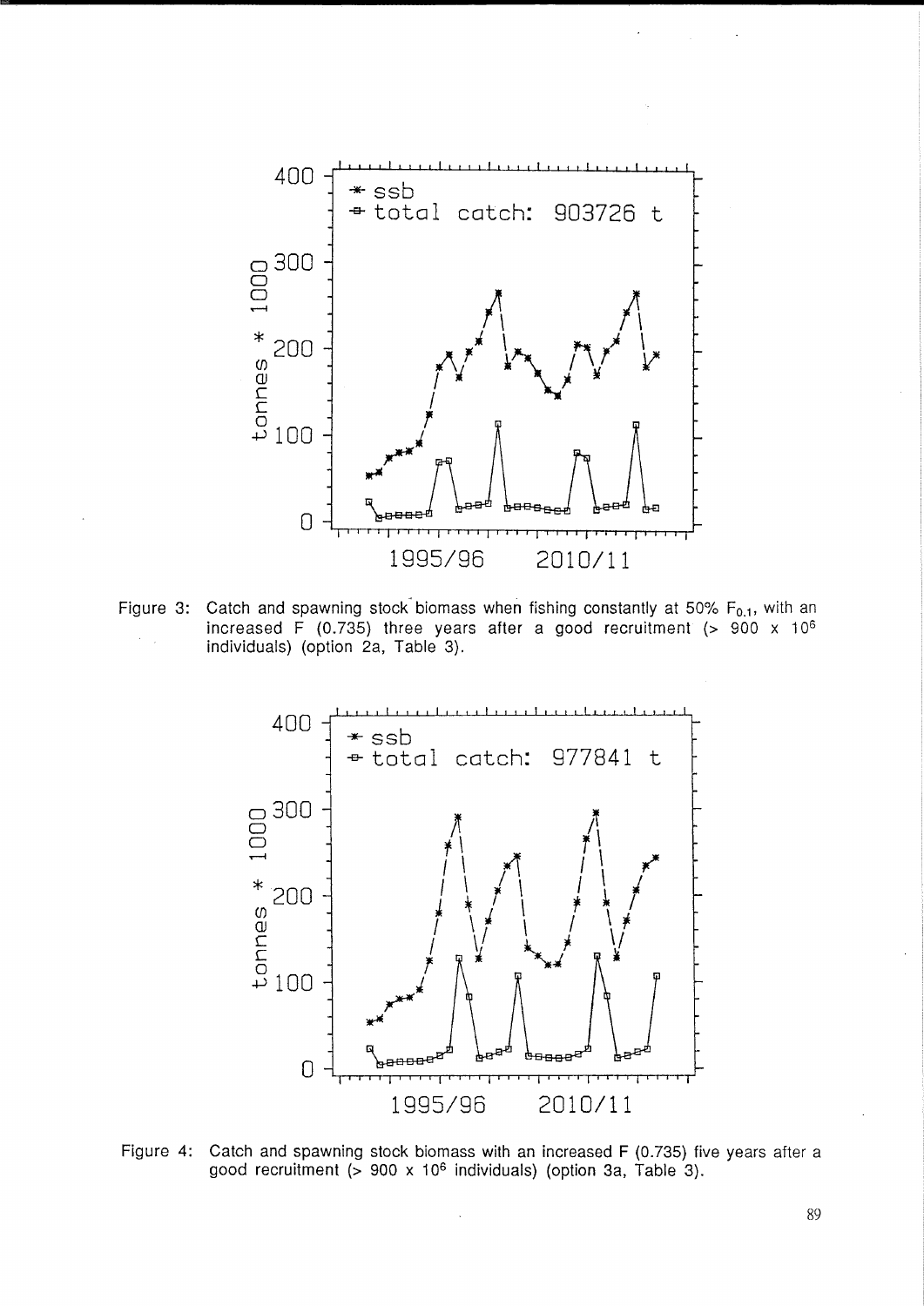Figure 3: Catch and spawning stock biomass when fishing constantly at 50% $F_{0.1}$, with an increased F (0.735) three years after a good recruitment (> 900 x $10^6$ individuals) (option 2a, Table 3).

Figure 4: Catch and spawning stock biomass with an increased F (0.735) five years after a good recruitment (> 900 x $10^6$ individuals) (option 3a, Table 3).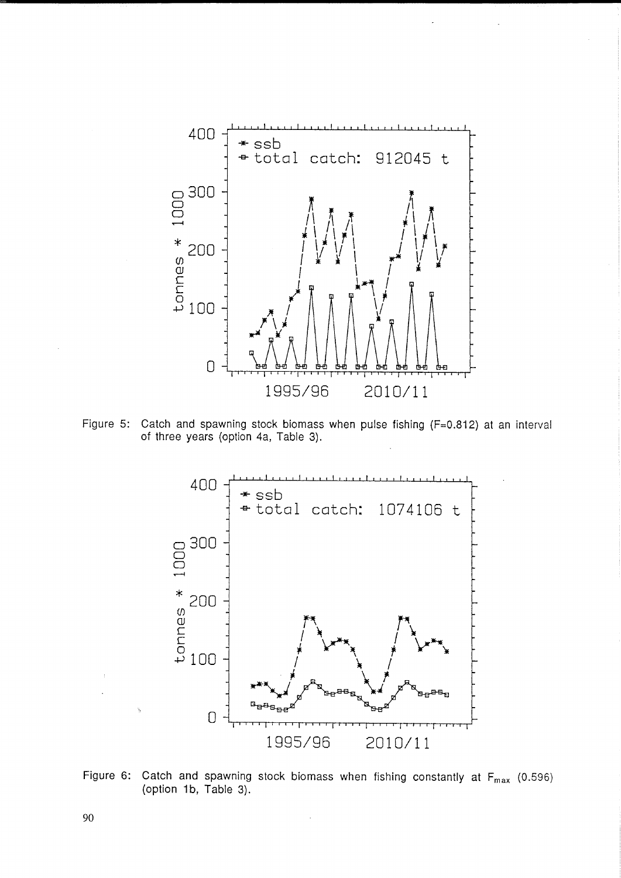Figure 5: Catch and spawning stock biomass when pulse fishing (F=0.812) at an interval of three years (option 4a, Table 3).

Figure 6: Catch and spawning stock biomass when fishing constantly at $F_{max}$ (0.596) (option 1b, Table 3).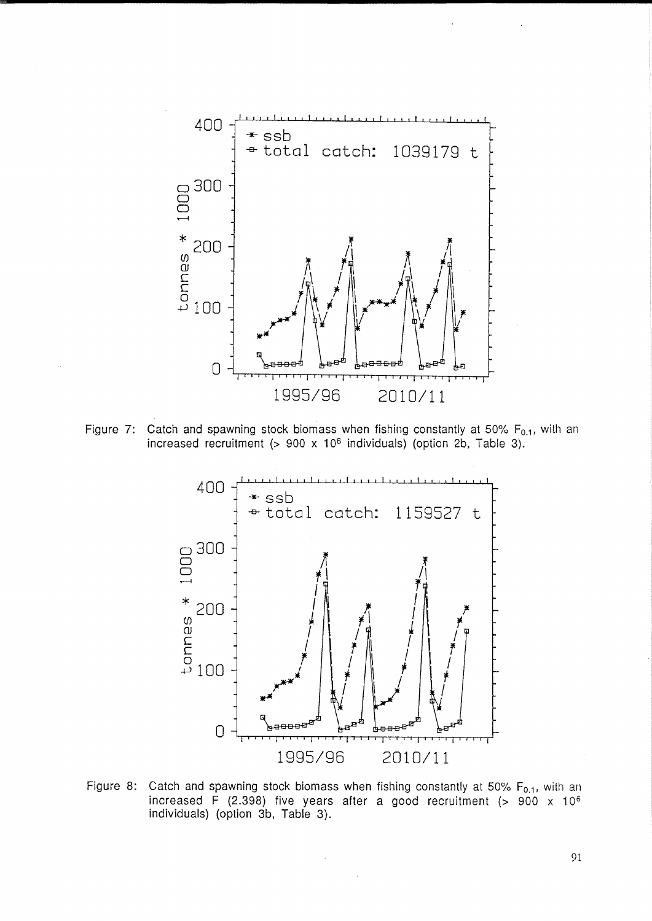Figure 7: Catch and spawning stock biomass when fishing constantly at 50% $F_{0.1}$, with an increased recruitment (> 900 x $10^6$ individuals) (option 2b, Table 3).

Figure 8: Catch and spawning stock biomass when fishing constantly at 50% $F_{0.1}$, with an increased F (2.398) five years after a good recruitment (> 900 x $10^6$ individuals) (option 3b, Table 3).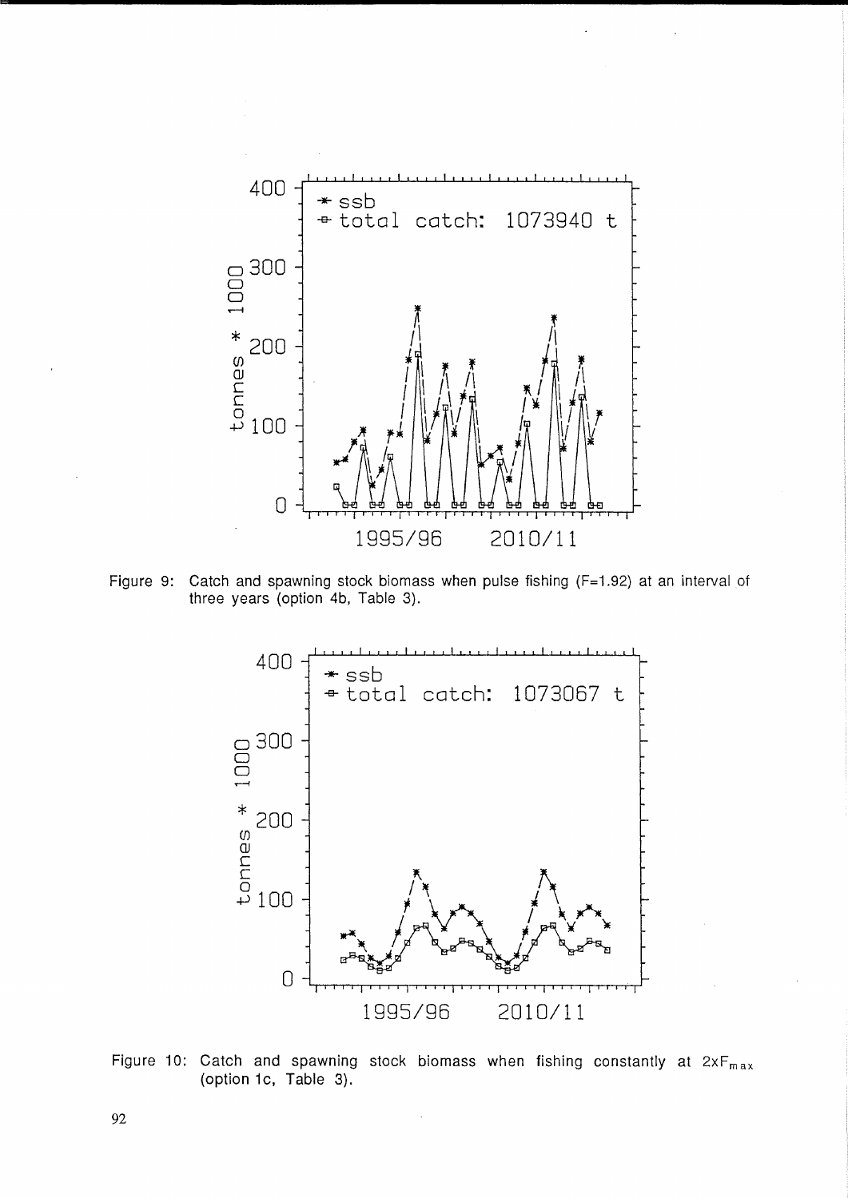Figure 9: Catch and spawning stock biomass when pulse fishing (F=1.92) at an interval of three years (option 4b, Table 3).

Figure 10: Catch and spawning stock biomass when fishing constantly at $2xF_{max}$ (option 1c, Table 3).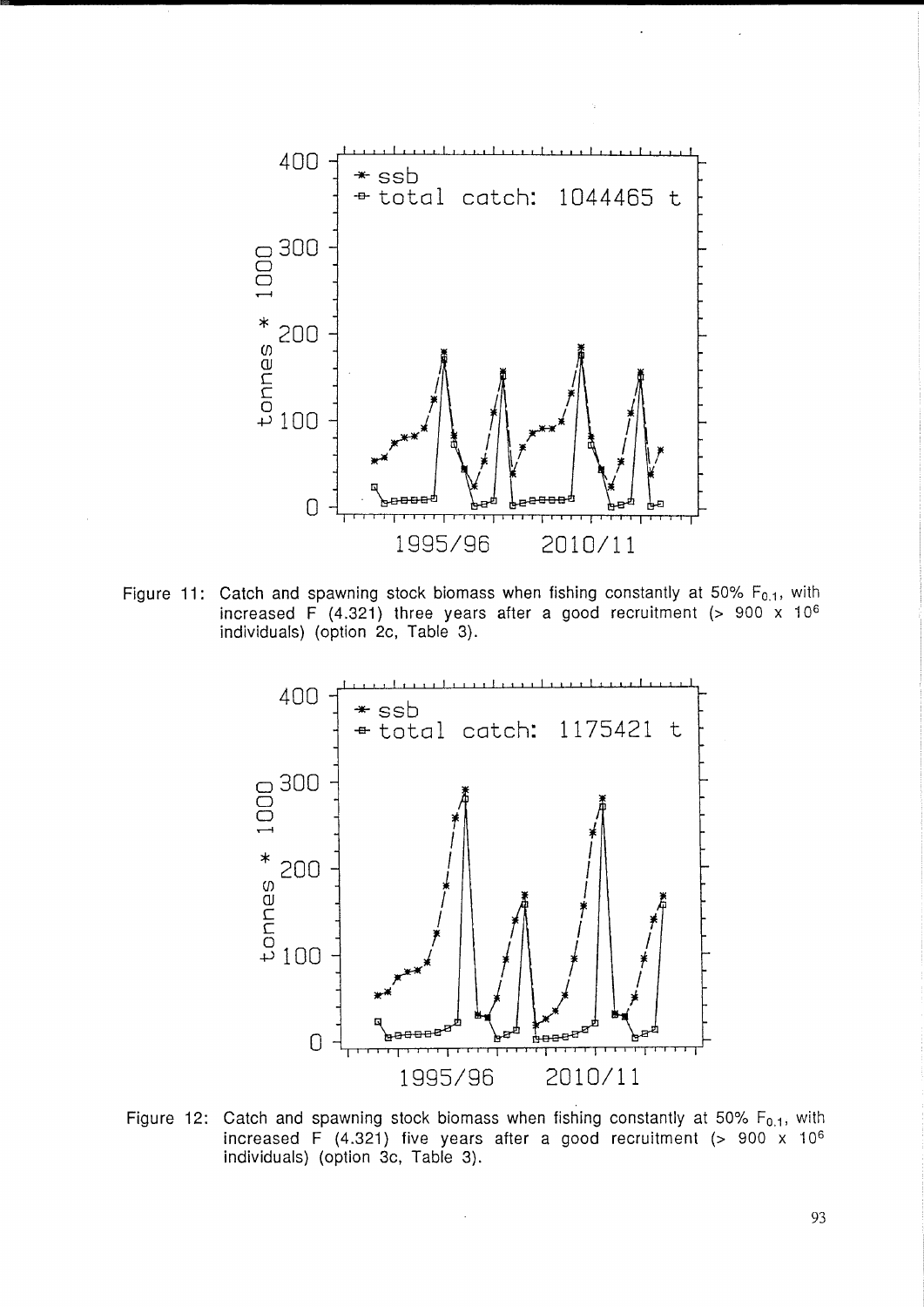Figure 11: Catch and spawning stock biomass when fishing constantly at 50% $F_{0.1}$, with increased F (4.321) three years after a good recruitment (> 900 x $10^6$ individuals) (option 2c, Table 3).

Figure 12: Catch and spawning stock biomass when fishing constantly at 50% $F_{0.1}$, with increased F (4.321) five years after a good recruitment (> 900 x $10^6$ individuals) (option 3c, Table 3).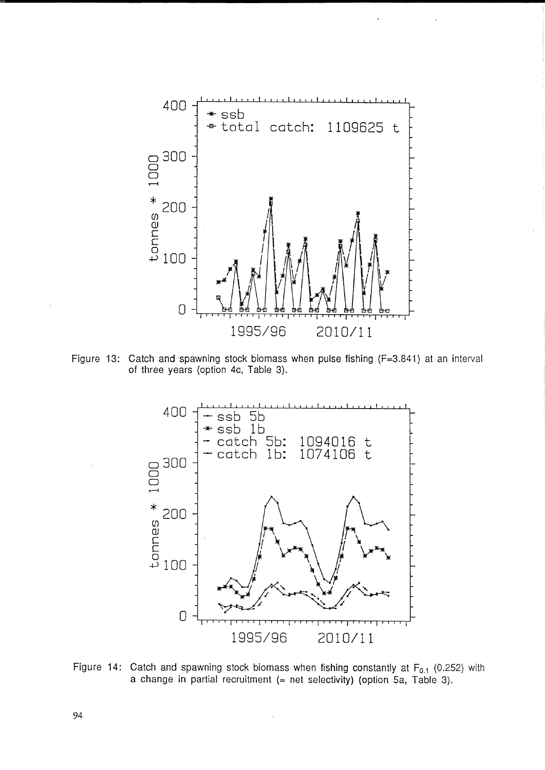Figure 13: Catch and spawning stock biomass when pulse fishing (F=3.841) at an interval of three years (option 4c, Table 3).

Figure 14: Catch and spawning stock biomass when fishing constantly at $F_{0.1}$ (0.252) with a change in partial recruitment (= net selectivity) (option 5a, Table 3).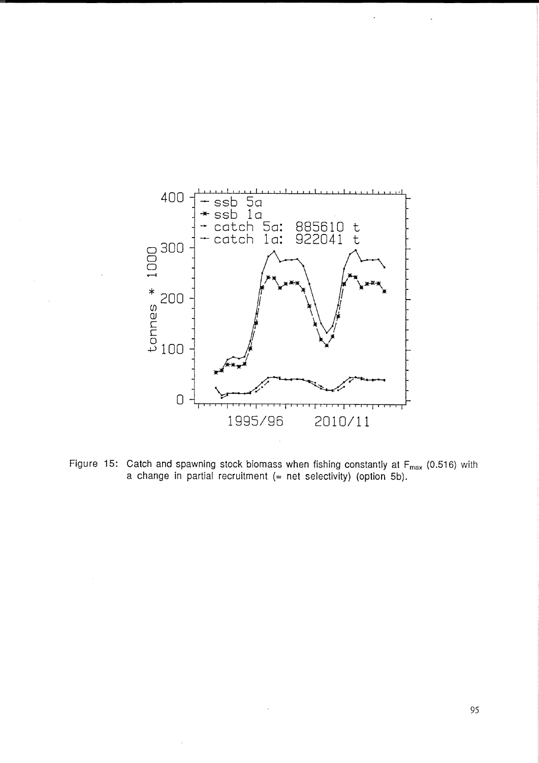Figure 15: Catch and spawning stock biomass when fishing constantly at $F_{max}$ (0.516) with a change in partial recruitment (= net selectivity) (option 5b).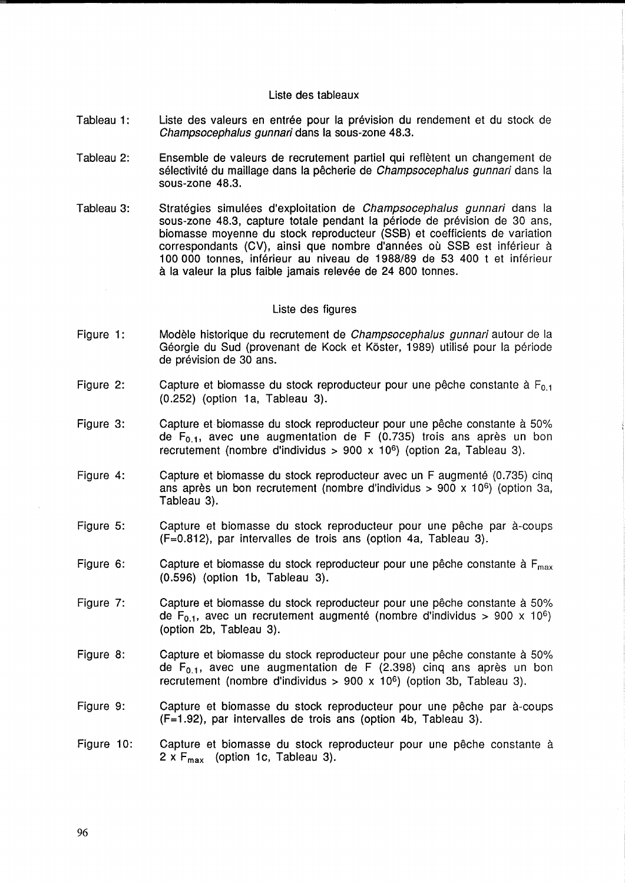## Liste des tableaux

Tableau 1: Liste des valeurs en entrée pour la prévision du rendement et du stock de *Champsocephalus gunnari* dans la sous-zone 48.3.

Tableau 2: Ensemble de valeurs de recrutement partiel qui reflètent un changement de sélectivité du maillage dans la pêcherie de *Champsocephalus gunnari* dans la sous-zone 48.3.

Tableau 3: Stratégies simulées d'exploitation de *Champsocephalus gunnari* dans la sous-zone 48.3, capture totale pendant la période de prévision de 30 ans, biomasse moyenne du stock reproducteur (SSB) et coefficients de variation correspondants (CV), ainsi que nombre d'années où SSB est inférieur à 100 000 tonnes, inférieur au niveau de 1988/89 de 53 400 t et inférieur à la valeur la plus faible jamais relevée de 24 800 tonnes.

## Liste des figures

Figure 1: Modèle historique du recrutement de *Champsocephalus gunnari* autour de la Géorgie du Sud (provenant de Kock et Köster, 1989) utilisé pour la période de prévision de 30 ans.

Figure 2: Capture et biomasse du stock reproducteur pour une pêche constante à $F_{0.1}$ (0.252) (option 1a, Tableau 3).

Figure 3: Capture et biomasse du stock reproducteur pour une pêche constante à 50% de $F_{0.1}$, avec une augmentation de F (0.735) trois ans après un bon recrutement (nombre d'individus > 900 x $10^6$) (option 2a, Tableau 3).

Figure 4: Capture et biomasse du stock reproducteur avec un F augmenté (0.735) cinq ans après un bon recrutement (nombre d'individus > 900 x $10^6$) (option 3a, Tableau 3).

Figure 5: Capture et biomasse du stock reproducteur pour une pêche par à-coups (F=0.812), par intervalles de trois ans (option 4a, Tableau 3).

Figure 6: Capture et biomasse du stock reproducteur pour une pêche constante à $F_{max}$ (0.596) (option 1b, Tableau 3).

Figure 7: Capture et biomasse du stock reproducteur pour une pêche constante à 50% de $F_{0.1}$, avec un recrutement augmenté (nombre d'individus > 900 x $10^6$) (option 2b, Tableau 3).

Figure 8: Capture et biomasse du stock reproducteur pour une pêche constante à 50% de $F_{0.1}$, avec une augmentation de F (2.398) cinq ans après un bon recrutement (nombre d'individus > 900 x $10^6$) (option 3b, Tableau 3).

Figure 9: Capture et biomasse du stock reproducteur pour une pêche par à-coups (F=1.92), par intervalles de trois ans (option 4b, Tableau 3).

Figure 10: Capture et biomasse du stock reproducteur pour une pêche constante à 2 x $F_{max}$ (option 1c, Tableau 3).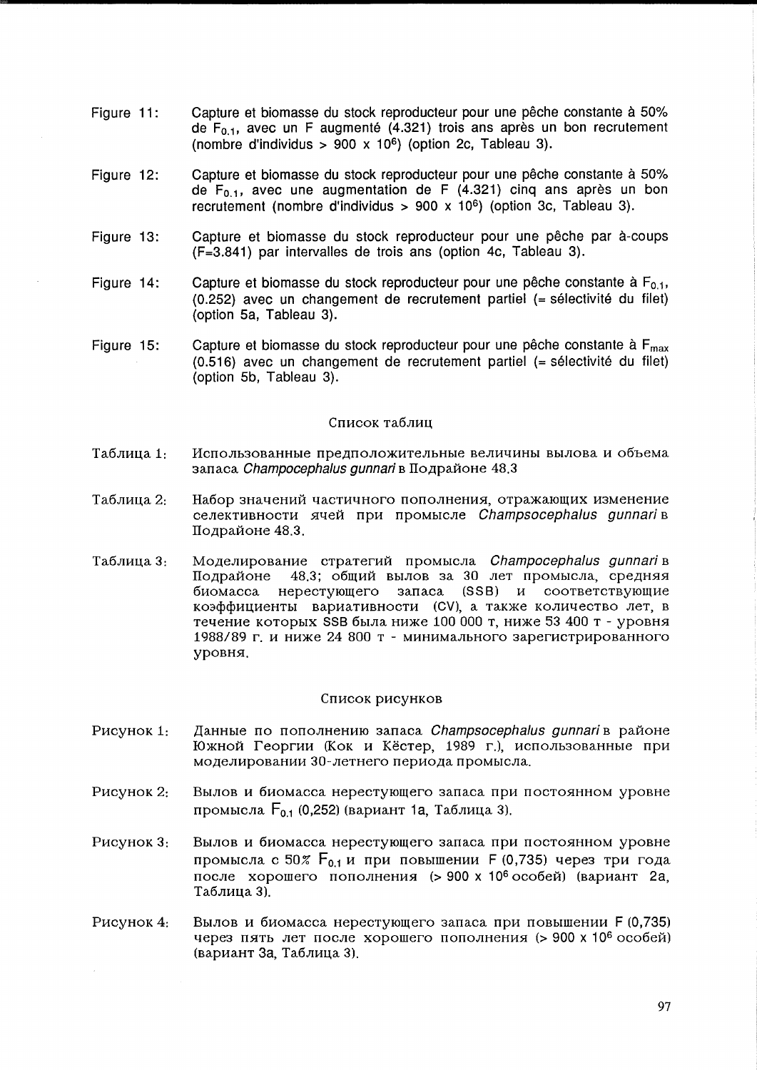Figure 11: Capture et biomasse du stock reproducteur pour une pêche constante à 50% de $F_{0.1}$, avec un F augmenté (4.321) trois ans après un bon recrutement (nombre d'individus > 900 x $10^6$) (option 2c, Tableau 3).

Figure 12: Capture et biomasse du stock reproducteur pour une pêche constante à 50% de $F_{0.1}$, avec une augmentation de F (4.321) cinq ans après un bon recrutement (nombre d'individus > 900 x $10^6$) (option 3c, Tableau 3).

Figure 13: Capture et biomasse du stock reproducteur pour une pêche par à-coups (F=3.841) par intervalles de trois ans (option 4c, Tableau 3).

Figure 14: Capture et biomasse du stock reproducteur pour une pêche constante à $F_{0.1}$, (0.252) avec un changement de recrutement partiel (= sélectivité du filet) (option 5a, Tableau 3).

Figure 15: Capture et biomasse du stock reproducteur pour une pêche constante à $F_{max}$ (0.516) avec un changement de recrutement partiel (= sélectivité du filet) (option 5b, Tableau 3).

## Список таблиц

Таблица 1: Использованные предположительные величины вылова и объема запаса *Champocephalus gunnari* в Подрайоне 48.3

Таблица 2: Набор значений частичного пополнения, отражающих изменение селективности ячей при промысле *Champsocephalus gunnari* в Подрайоне 48.3.

Таблица 3: Моделирование стратегий промысла *Champocephalus gunnari* в Подрайоне 48.3; общий вылов за 30 лет промысла, средняя биомасса нерестующего запаса (SSB) и соответствующие коэффициенты вариативности (CV), а также количество лет, в течение которых SSB была ниже 100 000 т, ниже 53 400 т - уровня 1988/89 г. и ниже 24 800 т - минимального зарегистрированного уровня.

## Список рисунков

Рисунок 1: Данные по пополнению запаса *Champsocephalus gunnari* в районе Южной Георгии (Кок и Кёстер, 1989 г.), использованные при моделировании 30-летнего периода промысла.

Рисунок 2: Вылов и биомасса нерестующего запаса при постоянном уровне промысла $F_{0,1}$ (0,252) (вариант 1а, Таблица 3).

Рисунок 3: Вылов и биомасса нерестующего запаса при постоянном уровне промысла с 50% $F_{0,1}$ и при повышении F (0,735) через три года после хорошего пополнения (> 900 x $10^6$ особей) (вариант 2а, Таблица 3).

Рисунок 4: Вылов и биомасса нерестующего запаса при повышении F (0,735) через пять лет после хорошего пополнения (> 900 x $10^6$ особей) (вариант 3а, Таблица 3).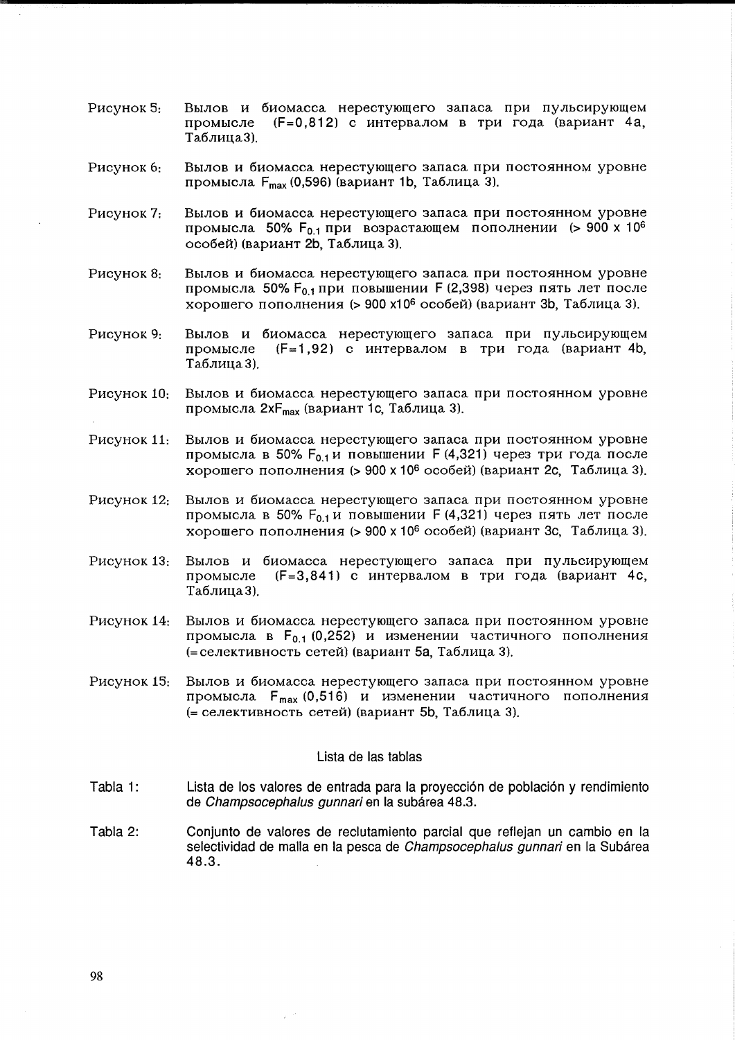Рисунок 5: Вылов и биомасса нерестующего запаса при пульсирующем промысле (F=0,812) с интервалом в три года (вариант 4a, Таблица3).

Рисунок 6: Вылов и биомасса нерестующего запаса при постоянном уровне промысла $F_{max}$ (0,596) (вариант 1b, Таблица 3).

Рисунок 7: Вылов и биомасса нерестующего запаса при постоянном уровне промысла 50% $F_{0.1}$ при возрастающем пополнении (> 900 x $10^6$ особей) (вариант 2b, Таблица 3).

Рисунок 8: Вылов и биомасса нерестующего запаса при постоянном уровне промысла 50% $F_{0.1}$ при повышении F (2,398) через пять лет после хорошего пополнения (> 900 x$10^6$ особей) (вариант 3b, Таблица 3).

Рисунок 9: Вылов и биомасса нерестующего запаса при пульсирующем промысле (F=1,92) с интервалом в три года (вариант 4b, Таблица3).

Рисунок 10: Вылов и биомасса нерестующего запаса при постоянном уровне промысла 2x$F_{max}$ (вариант 1c, Таблица 3).

Рисунок 11: Вылов и биомасса нерестующего запаса при постоянном уровне промысла в 50% $F_{0.1}$ и повышении F (4,321) через три года после хорошего пополнения (> 900 x $10^6$ особей) (вариант 2c, Таблица 3).

Рисунок 12: Вылов и биомасса нерестующего запаса при постоянном уровне промысла в 50% $F_{0.1}$ и повышении F (4,321) через пять лет после хорошего пополнения (> 900 x $10^6$ особей) (вариант 3c, Таблица 3).

Рисунок 13: Вылов и биомасса нерестующего запаса при пульсирующем промысле (F=3,841) с интервалом в три года (вариант 4c, Таблица3).

Рисунок 14: Вылов и биомасса нерестующего запаса при постоянном уровне промысла в $F_{0.1}$ (0,252) и изменении частичного пополнения (=селективность сетей) (вариант 5a, Таблица 3).

Рисунок 15: Вылов и биомасса нерестующего запаса при постоянном уровне промысла $F_{max}$ (0,516) и изменении частичного пополнения (= селективность сетей) (вариант 5b, Таблица 3).

## Lista de las tablas

Tabla 1: Lista de los valores de entrada para la proyección de población y rendimiento de *Champsocephalus gunnari* en la subárea 48.3.

Tabla 2: Conjunto de valores de reclutamiento parcial que reflejan un cambio en la selectividad de malla en la pesca de *Champsocephalus gunnari* en la Subárea 48.3.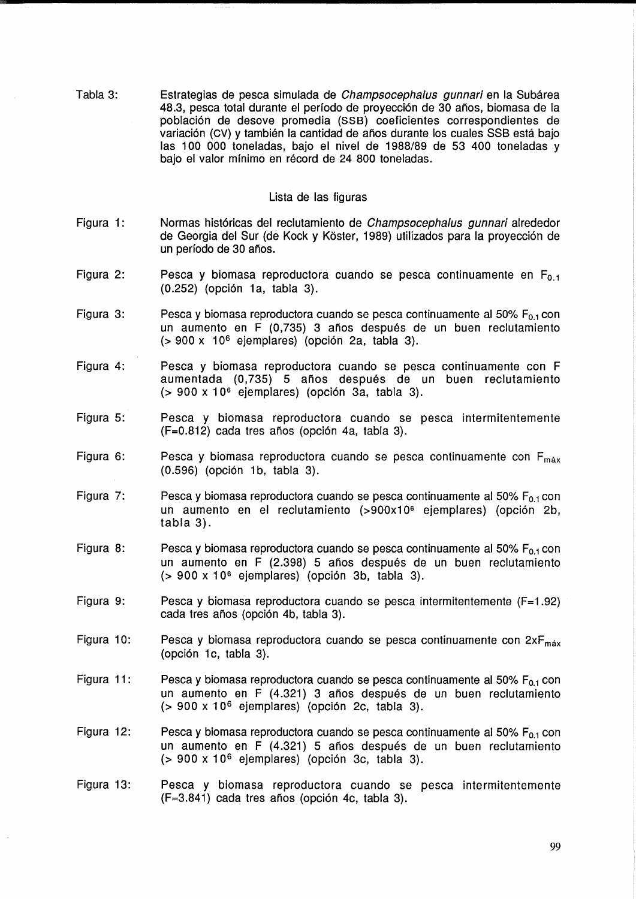Tabla 3: Estrategias de pesca simulada de *Champsocephalus gunnari* en la Subárea 48.3, pesca total durante el período de proyección de 30 años, biomasa de la población de desove promedia (SSB) coeficientes correspondientes de variación (CV) y también la cantidad de años durante los cuales SSB está bajo las 100 000 toneladas, bajo el nivel de 1988/89 de 53 400 toneladas y bajo el valor mínimo en récord de 24 800 toneladas.

## Lista de las figuras

Figura 1: Normas históricas del reclutamiento de *Champsocephalus gunnari* alrededor de Georgia del Sur (de Kock y Köster, 1989) utilizados para la proyección de un período de 30 años.

Figura 2: Pesca y biomasa reproductora cuando se pesca continuamente en $F_{0.1}$ (0.252) (opción 1a, tabla 3).

Figura 3: Pesca y biomasa reproductora cuando se pesca continuamente al 50% $F_{0.1}$ con un aumento en F (0,735) 3 años después de un buen reclutamiento (> 900 x $10^6$ ejemplares) (opción 2a, tabla 3).

Figura 4: Pesca y biomasa reproductora cuando se pesca continuamente con F aumentada (0,735) 5 años después de un buen reclutamiento (> 900 x $10^6$ ejemplares) (opción 3a, tabla 3).

Figura 5: Pesca y biomasa reproductora cuando se pesca intermitentemente (F=0.812) cada tres años (opción 4a, tabla 3).

Figura 6: Pesca y biomasa reproductora cuando se pesca continuamente con $F_{máx}$ (0.596) (opción 1b, tabla 3).

Figura 7: Pesca y biomasa reproductora cuando se pesca continuamente al 50% $F_{0.1}$ con un aumento en el reclutamiento (>900x$10^6$ ejemplares) (opción 2b, tabla 3).

Figura 8: Pesca y biomasa reproductora cuando se pesca continuamente al 50% $F_{0.1}$ con un aumento en F (2.398) 5 años después de un buen reclutamiento (> 900 x $10^6$ ejemplares) (opción 3b, tabla 3).

Figura 9: Pesca y biomasa reproductora cuando se pesca intermitentemente (F=1.92) cada tres años (opción 4b, tabla 3).

Figura 10: Pesca y biomasa reproductora cuando se pesca continuamente con 2x$F_{máx}$ (opción 1c, tabla 3).

Figura 11: Pesca y biomasa reproductora cuando se pesca continuamente al 50% $F_{0.1}$ con un aumento en F (4.321) 3 años después de un buen reclutamiento (> 900 x $10^6$ ejemplares) (opción 2c, tabla 3).

Figura 12: Pesca y biomasa reproductora cuando se pesca continuamente al 50% $F_{0.1}$ con un aumento en F (4.321) 5 años después de un buen reclutamiento (> 900 x $10^6$ ejemplares) (opción 3c, tabla 3).

Figura 13: Pesca y biomasa reproductora cuando se pesca intermitentemente (F=3.841) cada tres años (opción 4c, tabla 3).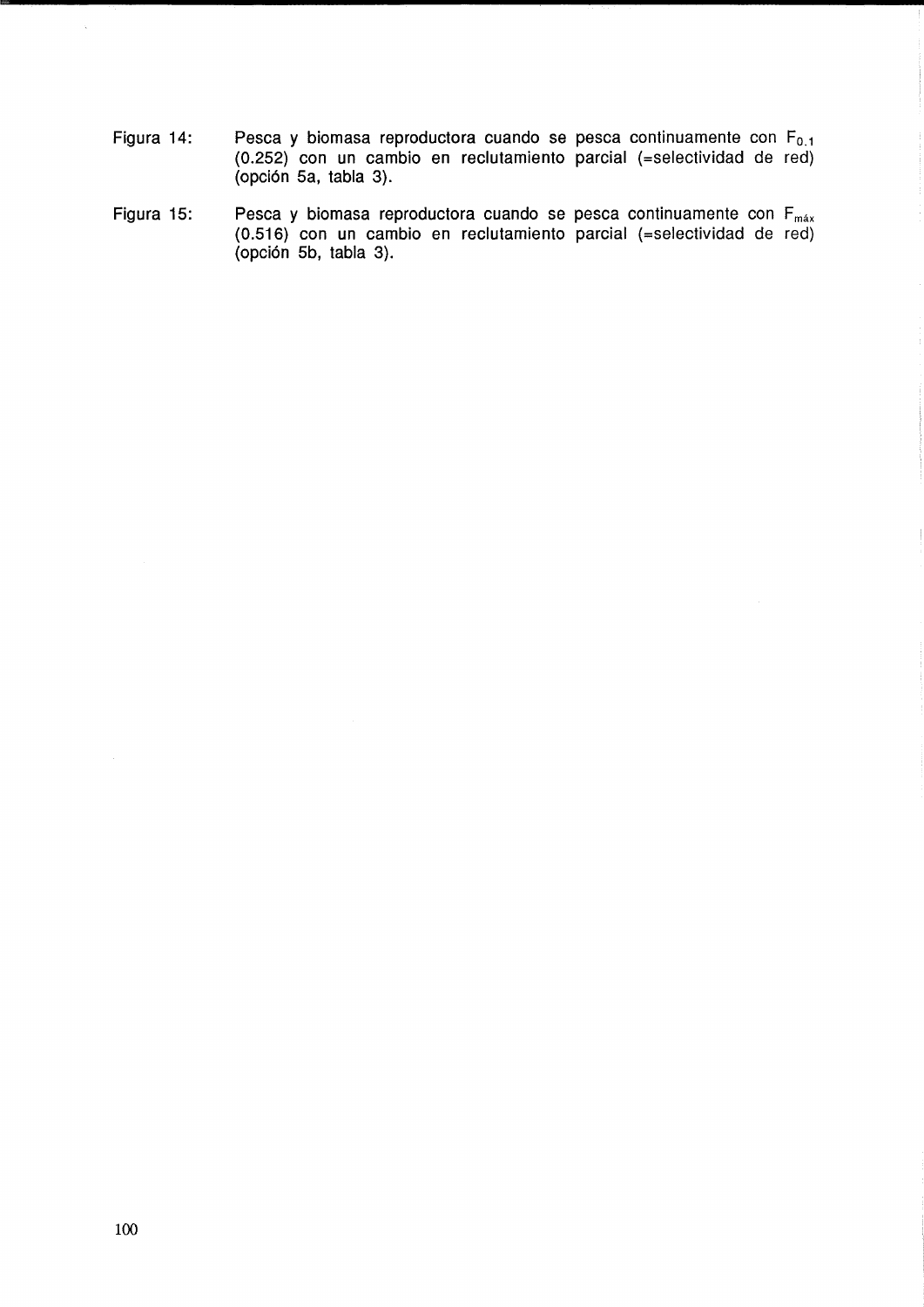Figura 14: Pesca y biomasa reproductora cuando se pesca continuamente con $F_{0.1}$ (0.252) con un cambio en reclutamiento parcial (=selectividad de red) (opción 5a, tabla 3).

Figura 15: Pesca y biomasa reproductora cuando se pesca continuamente con $F_{máx}$ (0.516) con un cambio en reclutamiento parcial (=selectividad de red) (opción 5b, tabla 3).